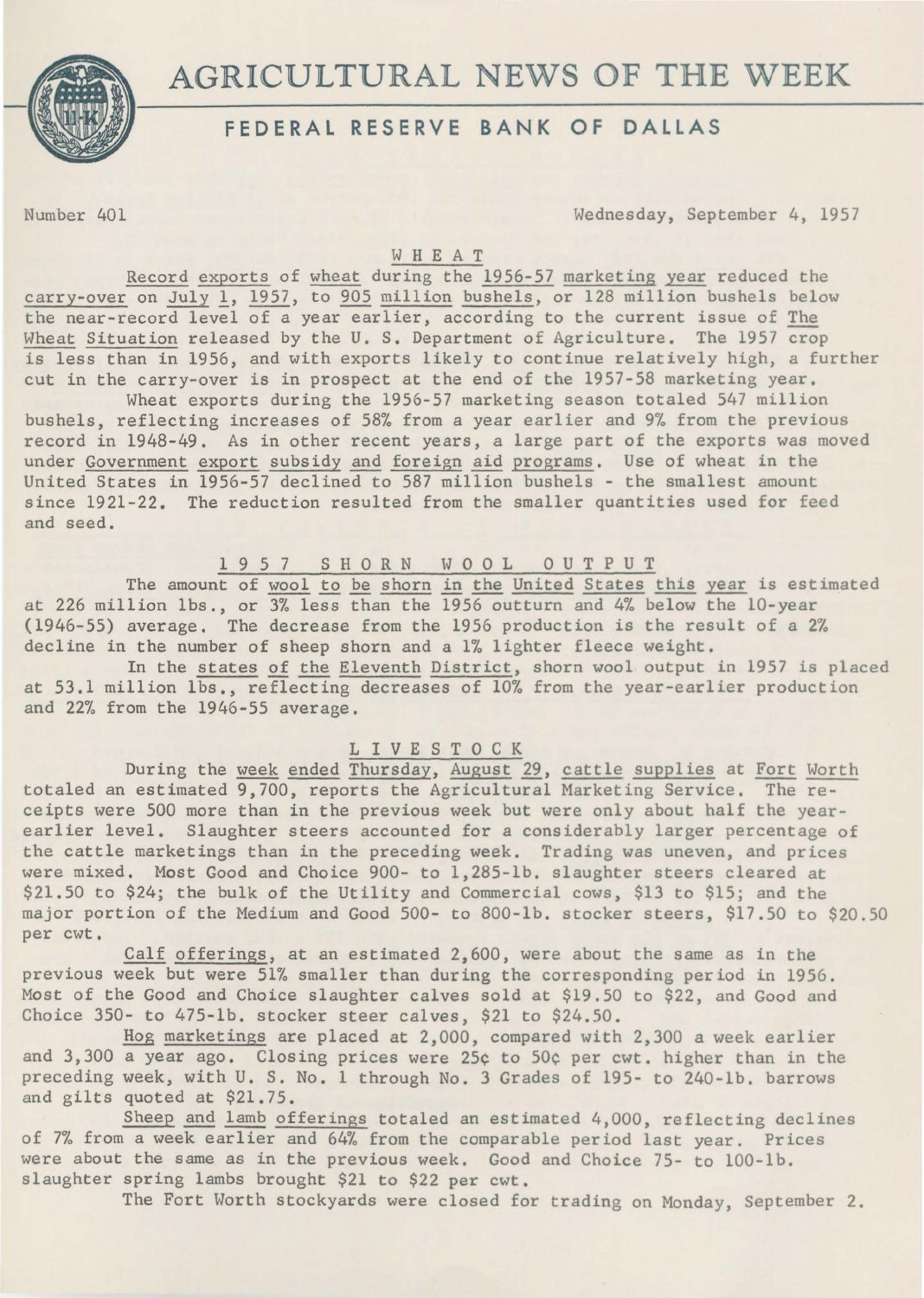# AGRICULTURAL NEWS OF THE WEEK

## FEDERAL RESERVE BANK OF DALLAS

Number 401 Wednesday, September 4, 1957

### WHEAT

Record exports of wheat during the 1956-57 marketing year reduced the carry-over on July 1, 1957, to 905 million bushels, or 128 million bushels below the near-record level of a year earlier, according to the current issue of The Wheat Situation released by the U. S. Department of Agriculture. The 1957 crop is less than in 1956, and with exports likely to continue relatively high, a further cut in the carry-over is in prospect at the end of the 1957-58 marketing year.

Wheat exports during the 1956-57 marketing season totaled 547 million bushels, reflecting increases of 58% from a year earlier and 9% from the previous record in 1948-49. As in other recent years, a large part of the exports was moved under Government export subsidy and foreign aid programs. Use of wheat in the United States in 1956-57 declined to 587 million bushels - the smallest amount since 1921-22. The reduction resulted from the smaller quantities used for feed and seed.

### 1957 SHORN WOOL OUTPUT

The amount of wool to be shorn in the United States this year is estimated at 226 million lbs., or 3% less than the 1956 outturn and 4% below the 10-year (1946-55) average. The decrease from the 1956 production is the result of a 2% decline in the number of sheep shorn and a 1% lighter fleece weight.

In the states of the Eleventh District, shorn wool output in 1957 is placed at 53.1 million lbs., reflecting decreases of 10% from the year-earlier production and 22% from the 1946-55 average.

### LIVESTOCK

During the week ended Thursday, August 29, cattle supplies at Fort Worth totaled an estimated 9,700, reports the Agricultural Marketing Service. The receipts were 500 more than in the previous week but were only about half the year-earlier level. Slaughter steers accounted for a considerably larger percentage of the cattle marketings than in the preceding week. Trading was uneven, and prices were mixed. Most Good and Choice 900- to 1,285-lb. slaughter steers cleared at $21.50 to $24; the bulk of the Utility and Commercial cows, $13 to $15; and the major portion of the Medium and Good 500- to 800-lb. stocker steers, $17.50 to $20.50 per cwt.

Calf offerings, at an estimated 2,600, were about the same as in the previous week but were 51% smaller than during the corresponding period in 1956. Most of the Good and Choice slaughter calves sold at $19.50 to $22, and Good and Choice 350- to 475-lb. stocker steer calves, $21 to $24.50.

Hog marketings are placed at 2,000, compared with 2,300 a week earlier and 3,300 a year ago. Closing prices were 25¢ to 50¢ per cwt. higher than in the preceding week, with U. S. No. 1 through No. 3 Grades of 195- to 240-lb. barrows and gilts quoted at $21.75.

Sheep and lamb offerings totaled an estimated 4,000, reflecting declines of 7% from a week earlier and 64% from the comparable period last year. Prices were about the same as in the previous week. Good and Choice 75- to 100-lb. slaughter spring lambs brought $21 to $22 per cwt.

The Fort Worth stockyards were closed for trading on Monday, September 2.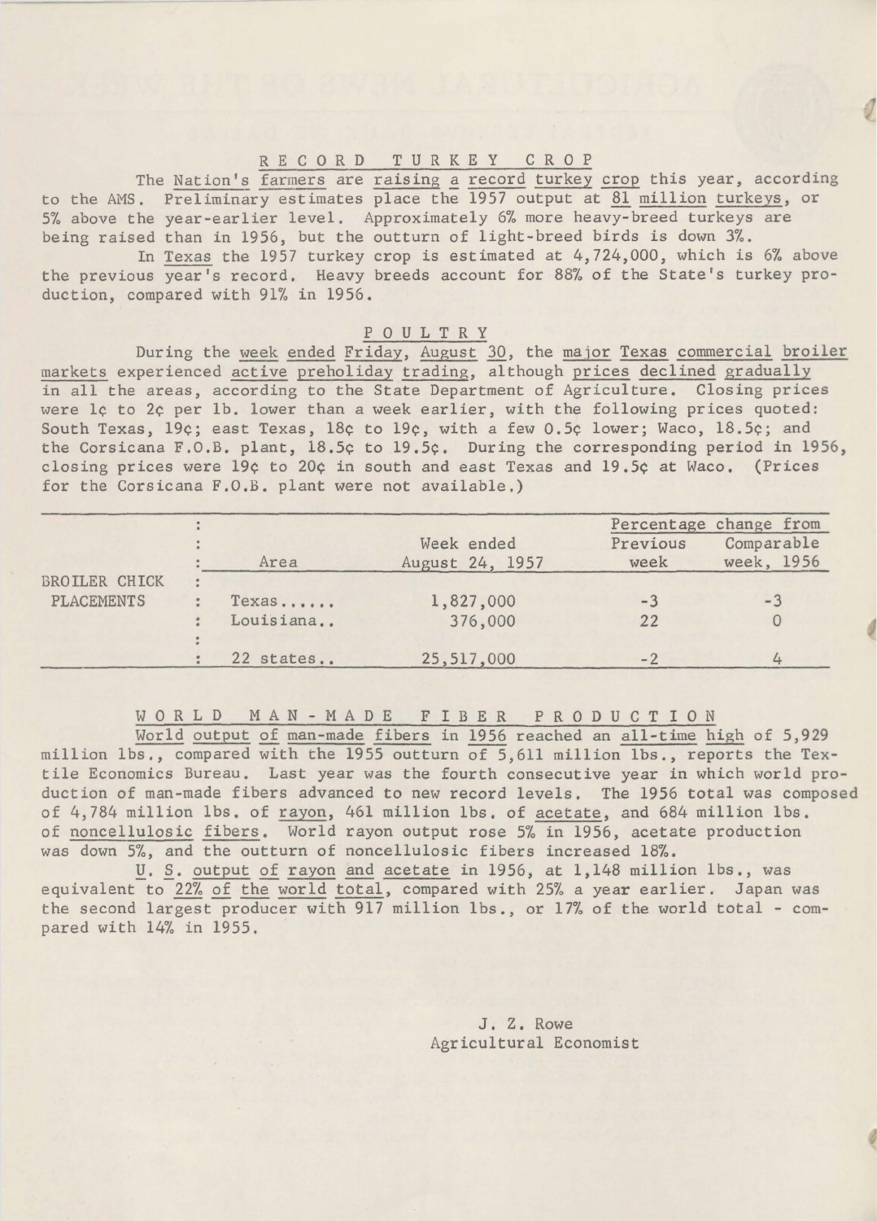## RECORD TURKEY CROP

The Nation's farmers are raising a record turkey crop this year, according to the AMS. Preliminary estimates place the 1957 output at 81 million turkeys, or 5% above the year-earlier level. Approximately 6% more heavy-breed turkeys are being raised than in 1956, but the outturn of light-breed birds is down 3%.

In Texas the 1957 turkey crop is estimated at 4,724,000, which is 6% above the previous year's record. Heavy breeds account for 88% of the State's turkey production, compared with 91% in 1956.

## POULTRY

During the week ended Friday, August 30, the major Texas commercial broiler markets experienced active preholiday trading, although prices declined gradually in all the areas, according to the State Department of Agriculture. Closing prices were 1¢ to 2¢ per lb. lower than a week earlier, with the following prices quoted: South Texas, 19¢; east Texas, 18¢ to 19¢, with a few 0.5¢ lower; Waco, 18.5¢; and the Corsicana F.O.B. plant, 18.5¢ to 19.5¢. During the corresponding period in 1956, closing prices were 19¢ to 20¢ in south and east Texas and 19.5¢ at Waco. (Prices for the Corsicana F.O.B. plant were not available.)

| | | | Percentage change from | |
|---|---|---|---|---|
| | Area | Week ended August 24, 1957 | Previous week | Comparable week, 1956 |
| BROILER CHICK PLACEMENTS | Texas...... | 1,827,000 | -3 | -3 |
| | Louisiana.. | 376,000 | 22 | 0 |
| | 22 states.. | 25,517,000 | -2 | 4 |

## WORLD MAN-MADE FIBER PRODUCTION

World output of man-made fibers in 1956 reached an all-time high of 5,929 million lbs., compared with the 1955 outturn of 5,611 million lbs., reports the Textile Economics Bureau. Last year was the fourth consecutive year in which world production of man-made fibers advanced to new record levels. The 1956 total was composed of 4,784 million lbs. of rayon, 461 million lbs. of acetate, and 684 million lbs. of noncellulosic fibers. World rayon output rose 5% in 1956, acetate production was down 5%, and the outturn of noncellulosic fibers increased 18%.

U. S. output of rayon and acetate in 1956, at 1,148 million lbs., was equivalent to 22% of the world total, compared with 25% a year earlier. Japan was the second largest producer with 917 million lbs., or 17% of the world total - compared with 14% in 1955.

J. Z. Rowe
Agricultural Economist